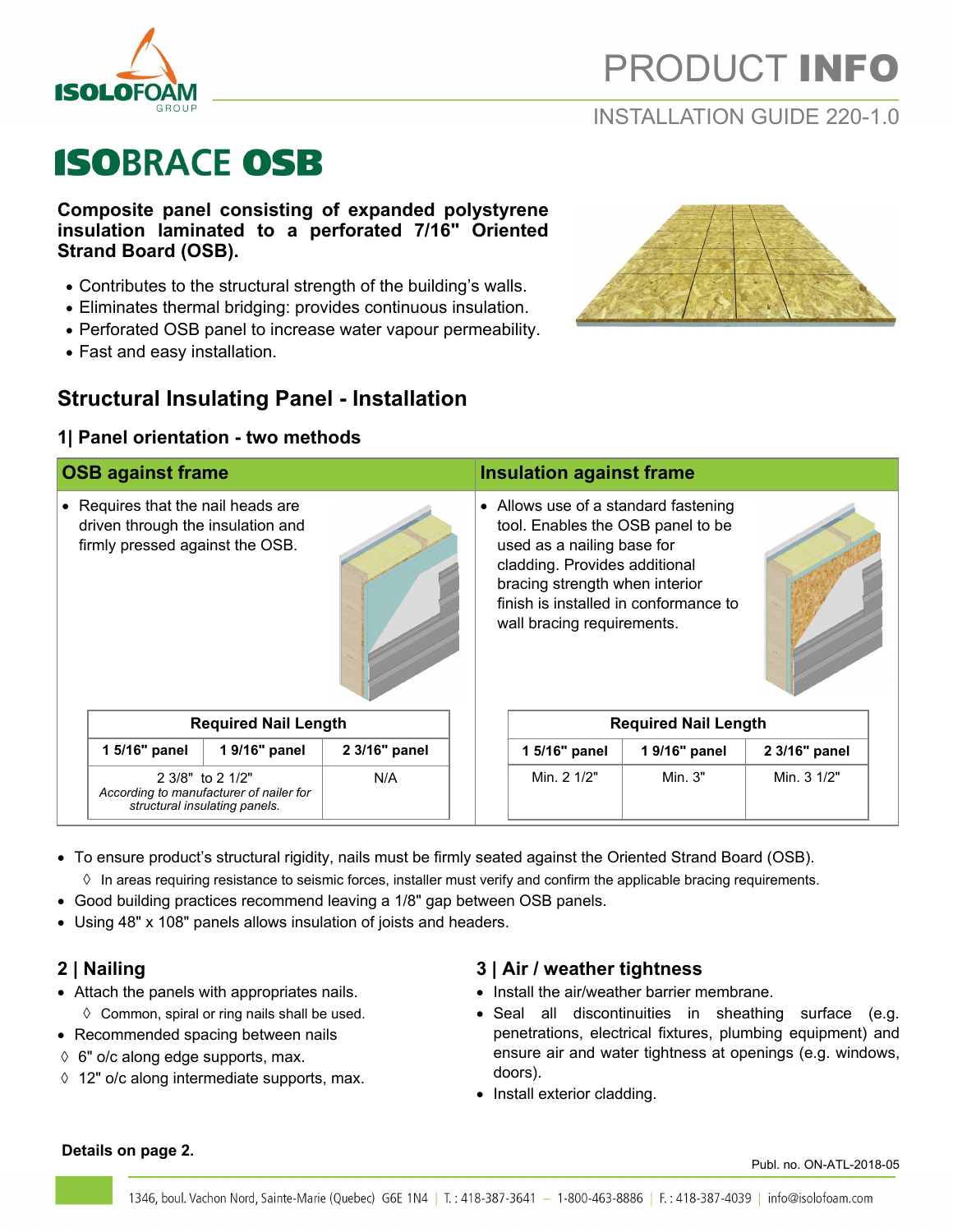# PRODUCT **INFO**

INSTALLATION GUIDE 220-1.0

# ISOBRACE OSB

**Composite panel consisting of expanded polystyrene insulation laminated to a perforated 7/16" Oriented Strand Board (OSB).**

- Contributes to the structural strength of the building's walls.
- Eliminates thermal bridging: provides continuous insulation.
- Perforated OSB panel to increase water vapour permeability.
- Fast and easy installation.

## Structural Insulating Panel - Installation

### 1| Panel orientation - two methods

#### OSB against frame

- Requires that the nail heads are driven through the insulation and firmly pressed against the OSB.

| Required Nail Length | | |
|---|---|---|
| 1 5/16" panel | 1 9/16" panel | 2 3/16" panel |
| 2 3/8" to 2 1/2" *According to manufacturer of nailer for structural insulating panels.* | | N/A |

#### Insulation against frame

- Allows use of a standard fastening tool. Enables the OSB panel to be used as a nailing base for cladding. Provides additional bracing strength when interior finish is installed in conformance to wall bracing requirements.

| Required Nail Length | | |
|---|---|---|
| 1 5/16" panel | 1 9/16" panel | 2 3/16" panel |
| Min. 2 1/2" | Min. 3" | Min. 3 1/2" |

- To ensure product's structural rigidity, nails must be firmly seated against the Oriented Strand Board (OSB).
  - ◊ In areas requiring resistance to seismic forces, installer must verify and confirm the applicable bracing requirements.
- Good building practices recommend leaving a 1/8" gap between OSB panels.
- Using 48" x 108" panels allows insulation of joists and headers.

### 2 | Nailing

- Attach the panels with appropriates nails.
  - ◊ Common, spiral or ring nails shall be used.
- Recommended spacing between nails
  - ◊ 6" o/c along edge supports, max.
  - ◊ 12" o/c along intermediate supports, max.

### 3 | Air / weather tightness

- Install the air/weather barrier membrane.
- Seal all discontinuities in sheathing surface (e.g. penetrations, electrical fixtures, plumbing equipment) and ensure air and water tightness at openings (e.g. windows, doors).
- Install exterior cladding.

**Details on page 2.**

Publ. no. ON-ATL-2018-05

1346, boul. Vachon Nord, Sainte-Marie (Quebec) G6E 1N4 | T. : 418-387-3641 – 1-800-463-8886 | F. : 418-387-4039 | info@isolofoam.com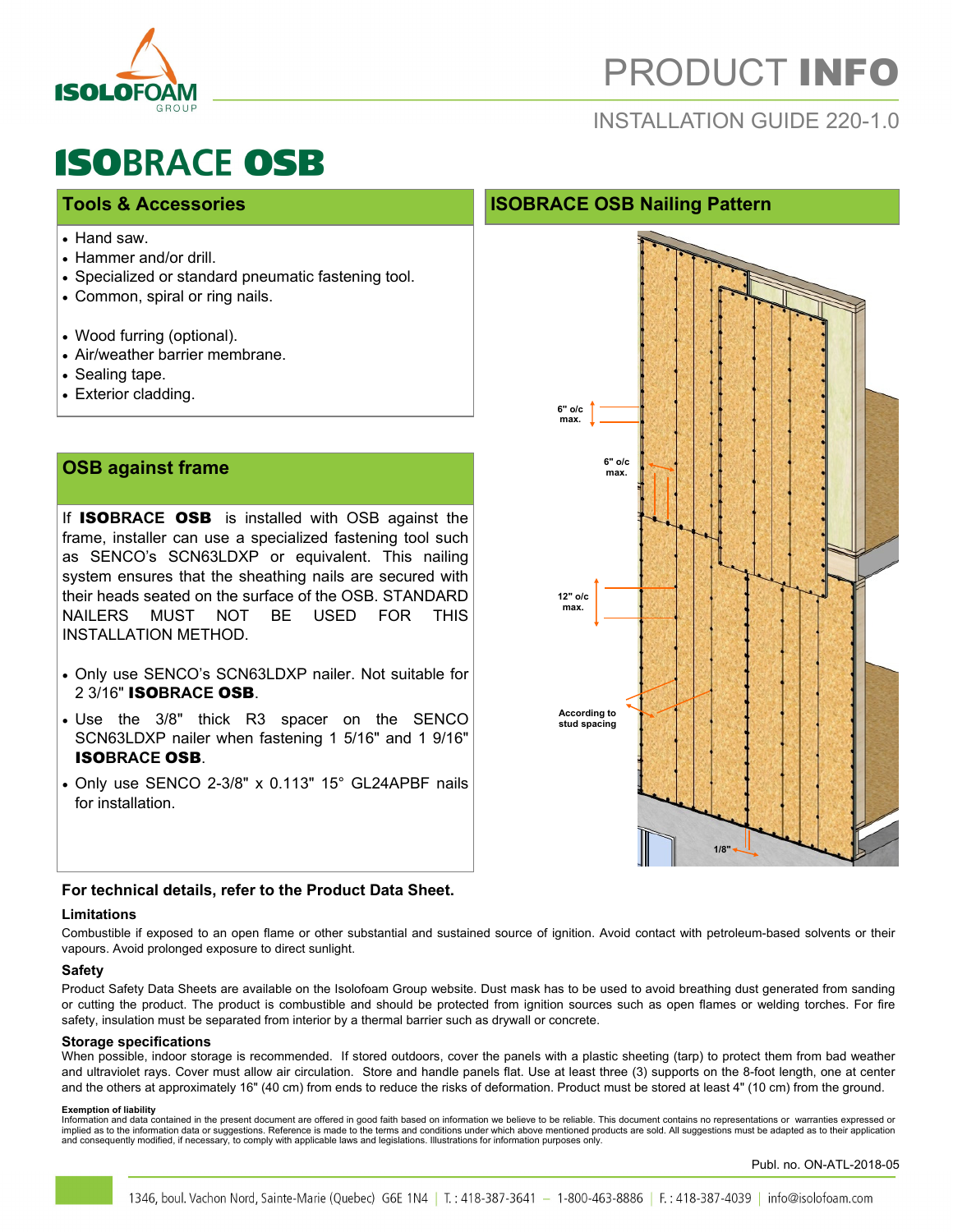PRODUCT **INFO**

INSTALLATION GUIDE 220-1.0

# ISOBRACE OSB

## Tools & Accessories

- Hand saw.
- Hammer and/or drill.
- Specialized or standard pneumatic fastening tool.
- Common, spiral or ring nails.

- Wood furring (optional).
- Air/weather barrier membrane.
- Sealing tape.
- Exterior cladding.

## OSB against frame

If **ISOBRACE OSB** is installed with OSB against the frame, installer can use a specialized fastening tool such as SENCO's SCN63LDXP or equivalent. This nailing system ensures that the sheathing nails are secured with their heads seated on the surface of the OSB. STANDARD NAILERS MUST NOT BE USED FOR THIS INSTALLATION METHOD.

- Only use SENCO's SCN63LDXP nailer. Not suitable for 2 3/16" **ISOBRACE OSB**.
- Use the 3/8" thick R3 spacer on the SENCO SCN63LDXP nailer when fastening 1 5/16" and 1 9/16" **ISOBRACE OSB**.
- Only use SENCO 2-3/8" x 0.113" 15° GL24APBF nails for installation.

## ISOBRACE OSB Nailing Pattern

6" o/c max.

6" o/c max.

12" o/c max.

According to stud spacing

1/8"

**For technical details, refer to the Product Data Sheet.**

### Limitations

Combustible if exposed to an open flame or other substantial and sustained source of ignition. Avoid contact with petroleum-based solvents or their vapours. Avoid prolonged exposure to direct sunlight.

### Safety

Product Safety Data Sheets are available on the Isolofoam Group website. Dust mask has to be used to avoid breathing dust generated from sanding or cutting the product. The product is combustible and should be protected from ignition sources such as open flames or welding torches. For fire safety, insulation must be separated from interior by a thermal barrier such as drywall or concrete.

### Storage specifications

When possible, indoor storage is recommended. If stored outdoors, cover the panels with a plastic sheeting (tarp) to protect them from bad weather and ultraviolet rays. Cover must allow air circulation. Store and handle panels flat. Use at least three (3) supports on the 8-foot length, one at center and the others at approximately 16" (40 cm) from ends to reduce the risks of deformation. Product must be stored at least 4" (10 cm) from the ground.

**Exemption of liability**

Information and data contained in the present document are offered in good faith based on information we believe to be reliable. This document contains no representations or warranties expressed or implied as to the information data or suggestions. Reference is made to the terms and conditions under which above mentioned products are sold. All suggestions must be adapted as to their application and consequently modified, if necessary, to comply with applicable laws and legislations. Illustrations for information purposes only.

Publ. no. ON-ATL-2018-05

1346, boul. Vachon Nord, Sainte-Marie (Quebec) G6E 1N4 | T. : 418-387-3641 – 1-800-463-8886 | F. : 418-387-4039 | info@isolofoam.com